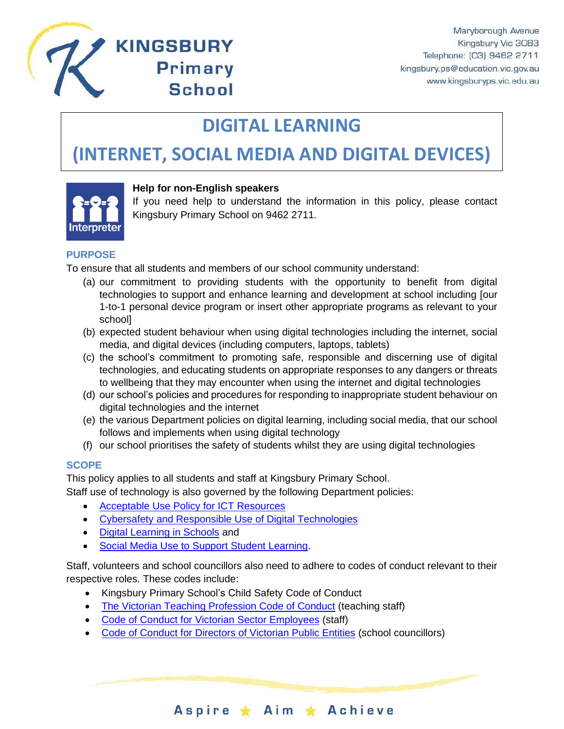KINGSBURY Primary School

Maryborough Avenue
Kingsbury Vic 3083
Telephone: (03) 9462 2711
kingsbury.ps@education.vic.gov.au
www.kingsburyps.vic.edu.au

# DIGITAL LEARNING

# (INTERNET, SOCIAL MEDIA AND DIGITAL DEVICES)

**Help for non-English speakers**

If you need help to understand the information in this policy, please contact Kingsbury Primary School on 9462 2711.

## PURPOSE

To ensure that all students and members of our school community understand:

(a) our commitment to providing students with the opportunity to benefit from digital technologies to support and enhance learning and development at school including [our 1-to-1 personal device program or insert other appropriate programs as relevant to your school]

(b) expected student behaviour when using digital technologies including the internet, social media, and digital devices (including computers, laptops, tablets)

(c) the school's commitment to promoting safe, responsible and discerning use of digital technologies, and educating students on appropriate responses to any dangers or threats to wellbeing that they may encounter when using the internet and digital technologies

(d) our school's policies and procedures for responding to inappropriate student behaviour on digital technologies and the internet

(e) the various Department policies on digital learning, including social media, that our school follows and implements when using digital technology

(f) our school prioritises the safety of students whilst they are using digital technologies

## SCOPE

This policy applies to all students and staff at Kingsbury Primary School.

Staff use of technology is also governed by the following Department policies:

- Acceptable Use Policy for ICT Resources
- Cybersafety and Responsible Use of Digital Technologies
- Digital Learning in Schools and
- Social Media Use to Support Student Learning.

Staff, volunteers and school councillors also need to adhere to codes of conduct relevant to their respective roles. These codes include:

- Kingsbury Primary School's Child Safety Code of Conduct
- The Victorian Teaching Profession Code of Conduct (teaching staff)
- Code of Conduct for Victorian Sector Employees (staff)
- Code of Conduct for Directors of Victorian Public Entities (school councillors)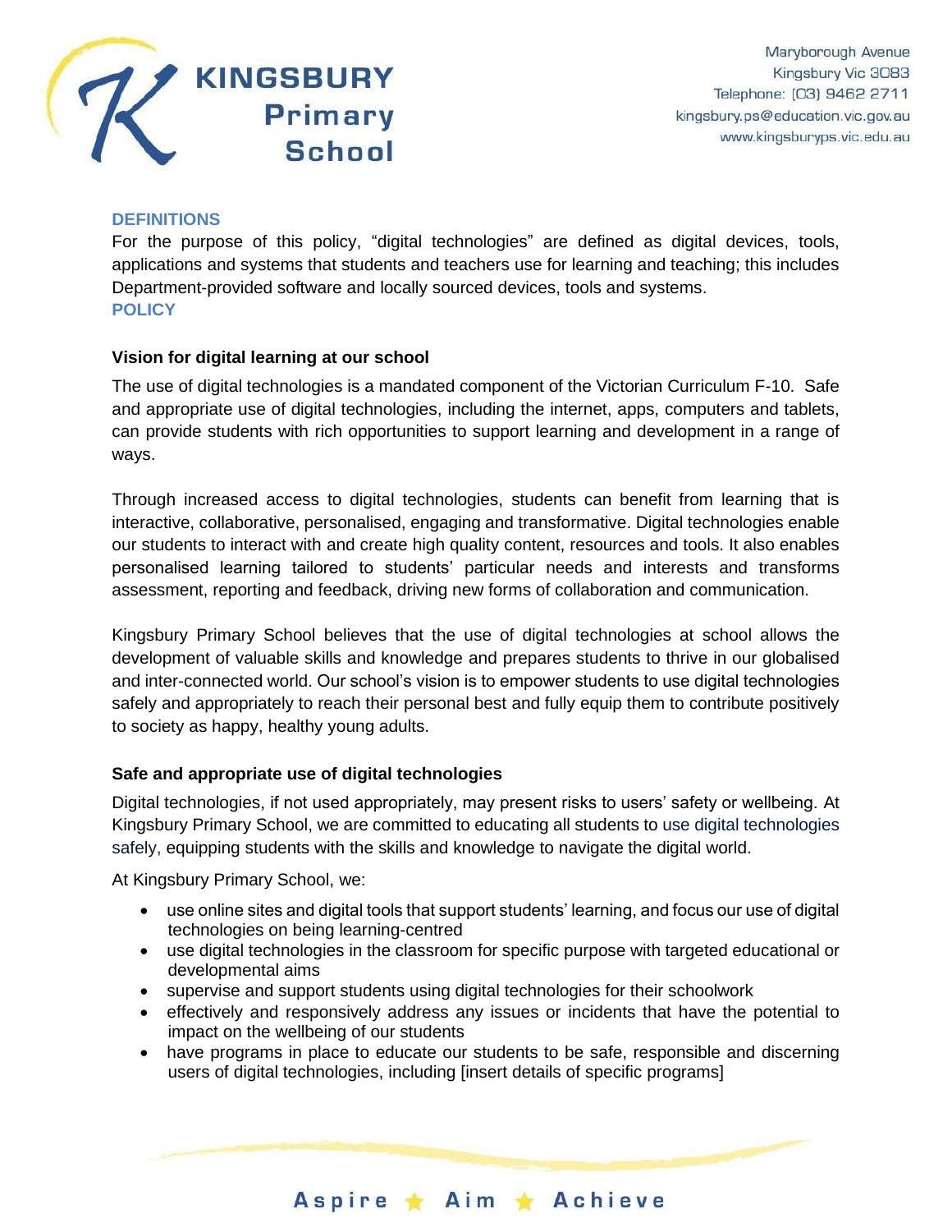## DEFINITIONS

For the purpose of this policy, “digital technologies” are defined as digital devices, tools, applications and systems that students and teachers use for learning and teaching; this includes Department-provided software and locally sourced devices, tools and systems.

## POLICY

### Vision for digital learning at our school

The use of digital technologies is a mandated component of the Victorian Curriculum F-10. Safe and appropriate use of digital technologies, including the internet, apps, computers and tablets, can provide students with rich opportunities to support learning and development in a range of ways.

Through increased access to digital technologies, students can benefit from learning that is interactive, collaborative, personalised, engaging and transformative. Digital technologies enable our students to interact with and create high quality content, resources and tools. It also enables personalised learning tailored to students’ particular needs and interests and transforms assessment, reporting and feedback, driving new forms of collaboration and communication.

Kingsbury Primary School believes that the use of digital technologies at school allows the development of valuable skills and knowledge and prepares students to thrive in our globalised and inter-connected world. Our school’s vision is to empower students to use digital technologies safely and appropriately to reach their personal best and fully equip them to contribute positively to society as happy, healthy young adults.

### Safe and appropriate use of digital technologies

Digital technologies, if not used appropriately, may present risks to users’ safety or wellbeing. At Kingsbury Primary School, we are committed to educating all students to use digital technologies safely, equipping students with the skills and knowledge to navigate the digital world.

At Kingsbury Primary School, we:

- use online sites and digital tools that support students’ learning, and focus our use of digital technologies on being learning-centred
- use digital technologies in the classroom for specific purpose with targeted educational or developmental aims
- supervise and support students using digital technologies for their schoolwork
- effectively and responsively address any issues or incidents that have the potential to impact on the wellbeing of our students
- have programs in place to educate our students to be safe, responsible and discerning users of digital technologies, including [insert details of specific programs]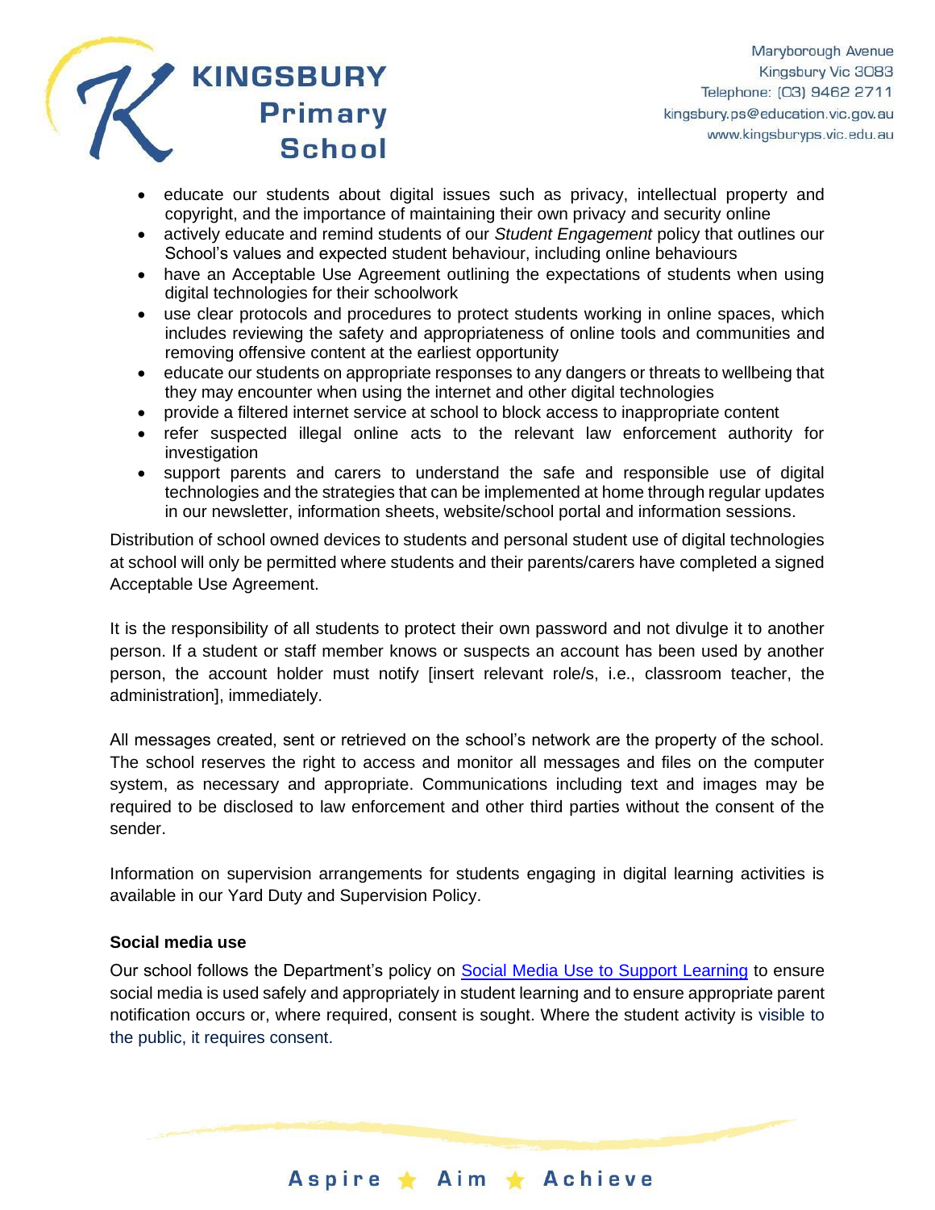- educate our students about digital issues such as privacy, intellectual property and copyright, and the importance of maintaining their own privacy and security online
- actively educate and remind students of our *Student Engagement* policy that outlines our School's values and expected student behaviour, including online behaviours
- have an Acceptable Use Agreement outlining the expectations of students when using digital technologies for their schoolwork
- use clear protocols and procedures to protect students working in online spaces, which includes reviewing the safety and appropriateness of online tools and communities and removing offensive content at the earliest opportunity
- educate our students on appropriate responses to any dangers or threats to wellbeing that they may encounter when using the internet and other digital technologies
- provide a filtered internet service at school to block access to inappropriate content
- refer suspected illegal online acts to the relevant law enforcement authority for investigation
- support parents and carers to understand the safe and responsible use of digital technologies and the strategies that can be implemented at home through regular updates in our newsletter, information sheets, website/school portal and information sessions.

Distribution of school owned devices to students and personal student use of digital technologies at school will only be permitted where students and their parents/carers have completed a signed Acceptable Use Agreement.

It is the responsibility of all students to protect their own password and not divulge it to another person. If a student or staff member knows or suspects an account has been used by another person, the account holder must notify [insert relevant role/s, i.e., classroom teacher, the administration], immediately.

All messages created, sent or retrieved on the school's network are the property of the school. The school reserves the right to access and monitor all messages and files on the computer system, as necessary and appropriate. Communications including text and images may be required to be disclosed to law enforcement and other third parties without the consent of the sender.

Information on supervision arrangements for students engaging in digital learning activities is available in our Yard Duty and Supervision Policy.

**Social media use**

Our school follows the Department's policy on [Social Media Use to Support Learning] to ensure social media is used safely and appropriately in student learning and to ensure appropriate parent notification occurs or, where required, consent is sought. Where the student activity is visible to the public, it requires consent.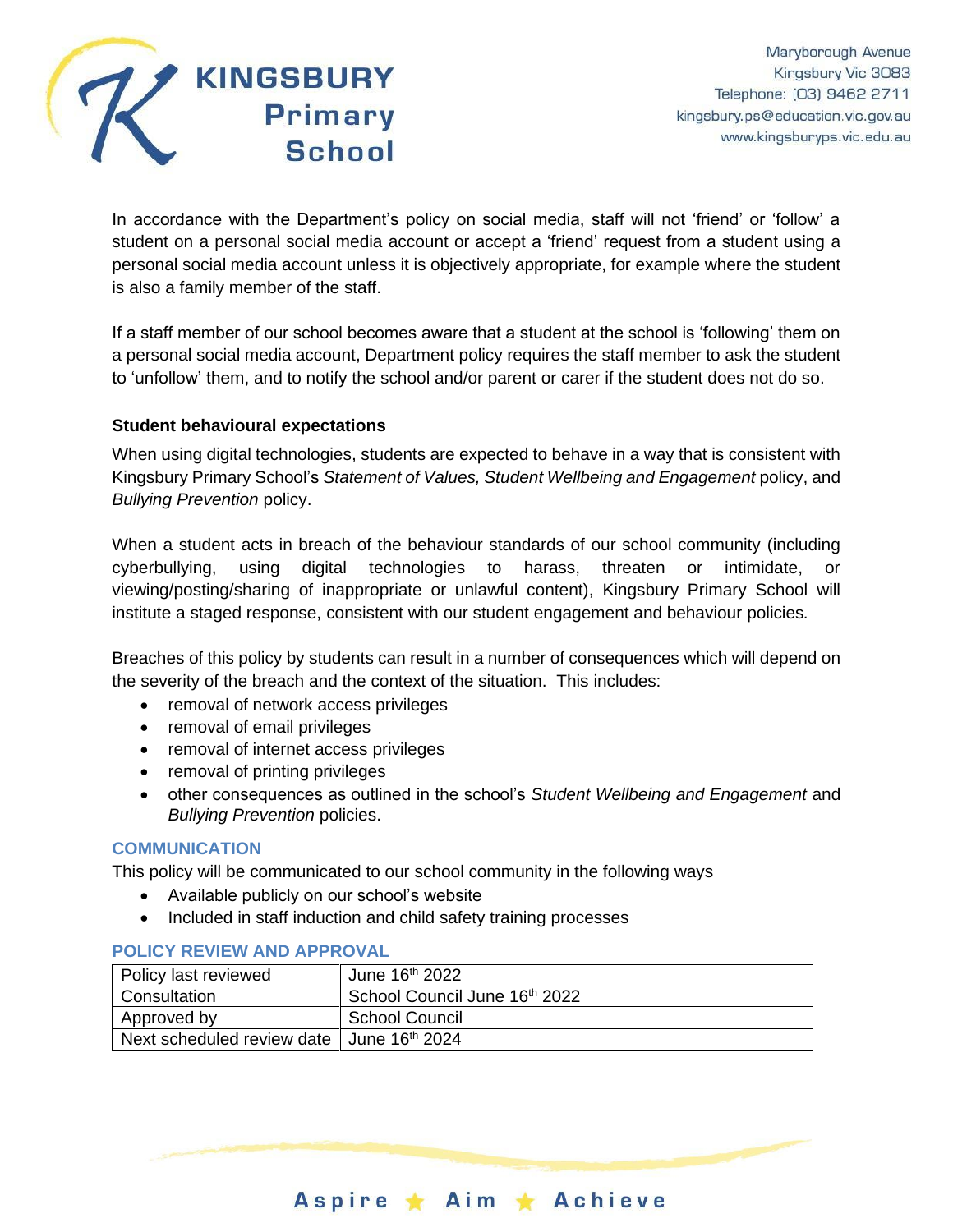In accordance with the Department's policy on social media, staff will not 'friend' or 'follow' a student on a personal social media account or accept a 'friend' request from a student using a personal social media account unless it is objectively appropriate, for example where the student is also a family member of the staff.

If a staff member of our school becomes aware that a student at the school is 'following' them on a personal social media account, Department policy requires the staff member to ask the student to 'unfollow' them, and to notify the school and/or parent or carer if the student does not do so.

**Student behavioural expectations**

When using digital technologies, students are expected to behave in a way that is consistent with Kingsbury Primary School's *Statement of Values, Student Wellbeing and Engagement* policy, and *Bullying Prevention* policy.

When a student acts in breach of the behaviour standards of our school community (including cyberbullying, using digital technologies to harass, threaten or intimidate, or viewing/posting/sharing of inappropriate or unlawful content), Kingsbury Primary School will institute a staged response, consistent with our student engagement and behaviour policies.

Breaches of this policy by students can result in a number of consequences which will depend on the severity of the breach and the context of the situation. This includes:

- removal of network access privileges
- removal of email privileges
- removal of internet access privileges
- removal of printing privileges
- other consequences as outlined in the school's *Student Wellbeing and Engagement* and *Bullying Prevention* policies.

## COMMUNICATION

This policy will be communicated to our school community in the following ways

- Available publicly on our school's website
- Included in staff induction and child safety training processes

## POLICY REVIEW AND APPROVAL

| | |
|---|---|
| Policy last reviewed | June 16th 2022 |
| Consultation | School Council June 16th 2022 |
| Approved by | School Council |
| Next scheduled review date | June 16th 2024 |